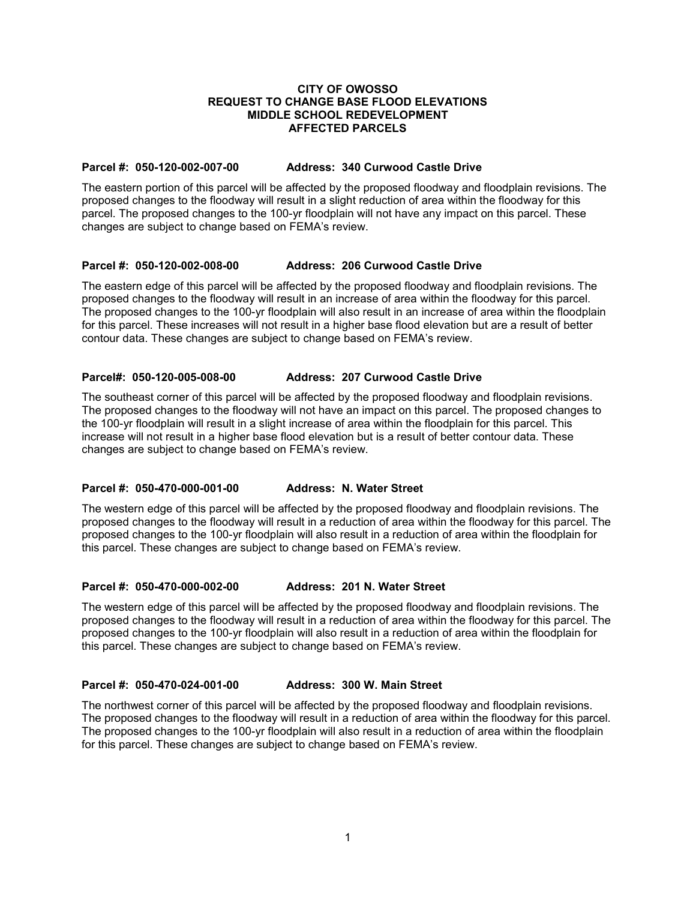# CITY OF OWOSSO
# REQUEST TO CHANGE BASE FLOOD ELEVATIONS
# MIDDLE SCHOOL REDEVELOPMENT
# AFFECTED PARCELS

**Parcel #: 050-120-002-007-00 Address: 340 Curwood Castle Drive**

The eastern portion of this parcel will be affected by the proposed floodway and floodplain revisions. The proposed changes to the floodway will result in a slight reduction of area within the floodway for this parcel. The proposed changes to the 100-yr floodplain will not have any impact on this parcel. These changes are subject to change based on FEMA's review.

**Parcel #: 050-120-002-008-00 Address: 206 Curwood Castle Drive**

The eastern edge of this parcel will be affected by the proposed floodway and floodplain revisions. The proposed changes to the floodway will result in an increase of area within the floodway for this parcel. The proposed changes to the 100-yr floodplain will also result in an increase of area within the floodplain for this parcel. These increases will not result in a higher base flood elevation but are a result of better contour data. These changes are subject to change based on FEMA's review.

**Parcel#: 050-120-005-008-00 Address: 207 Curwood Castle Drive**

The southeast corner of this parcel will be affected by the proposed floodway and floodplain revisions. The proposed changes to the floodway will not have an impact on this parcel. The proposed changes to the 100-yr floodplain will result in a slight increase of area within the floodplain for this parcel. This increase will not result in a higher base flood elevation but is a result of better contour data. These changes are subject to change based on FEMA's review.

**Parcel #: 050-470-000-001-00 Address: N. Water Street**

The western edge of this parcel will be affected by the proposed floodway and floodplain revisions. The proposed changes to the floodway will result in a reduction of area within the floodway for this parcel. The proposed changes to the 100-yr floodplain will also result in a reduction of area within the floodplain for this parcel. These changes are subject to change based on FEMA's review.

**Parcel #: 050-470-000-002-00 Address: 201 N. Water Street**

The western edge of this parcel will be affected by the proposed floodway and floodplain revisions. The proposed changes to the floodway will result in a reduction of area within the floodway for this parcel. The proposed changes to the 100-yr floodplain will also result in a reduction of area within the floodplain for this parcel. These changes are subject to change based on FEMA's review.

**Parcel #: 050-470-024-001-00 Address: 300 W. Main Street**

The northwest corner of this parcel will be affected by the proposed floodway and floodplain revisions. The proposed changes to the floodway will result in a reduction of area within the floodway for this parcel. The proposed changes to the 100-yr floodplain will also result in a reduction of area within the floodplain for this parcel. These changes are subject to change based on FEMA's review.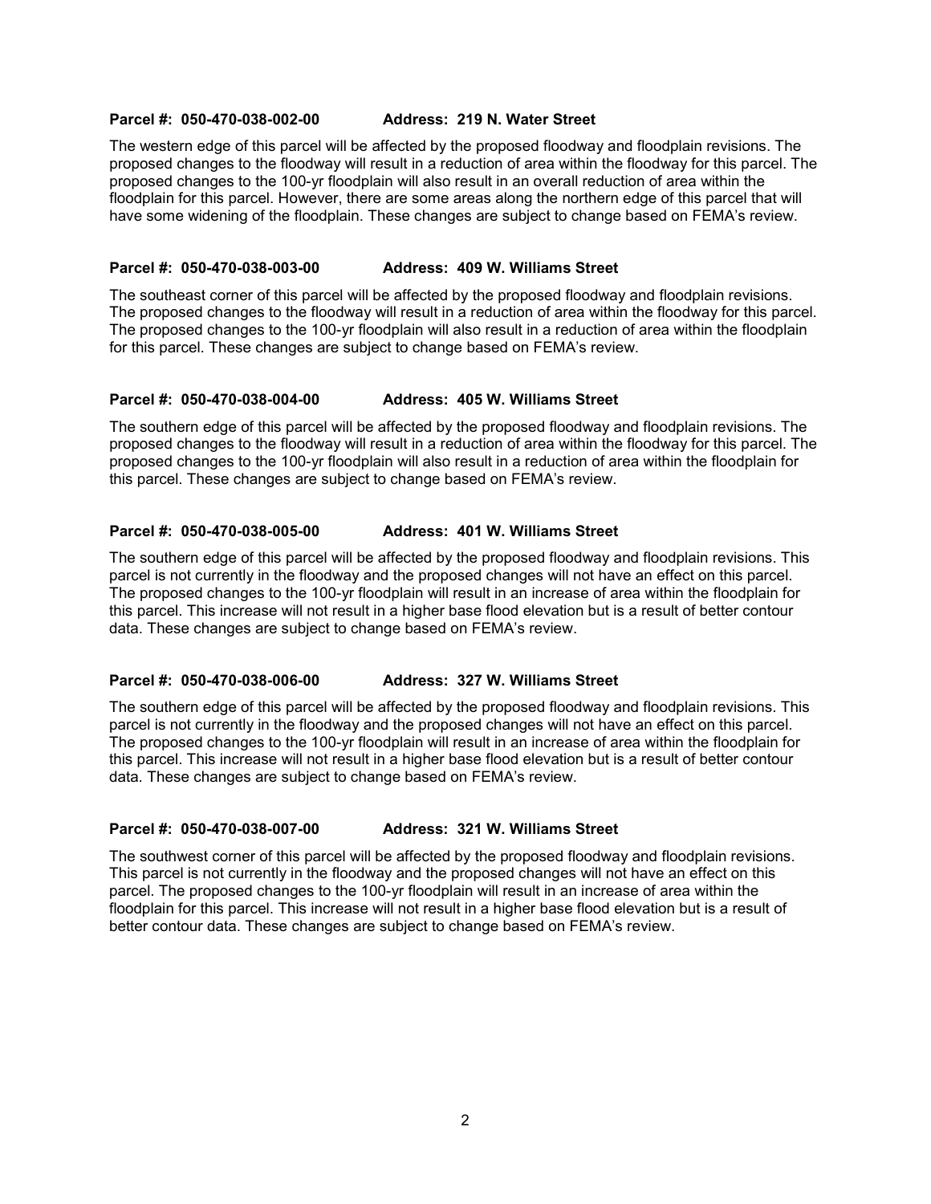**Parcel #: 050-470-038-002-00 Address: 219 N. Water Street**

The western edge of this parcel will be affected by the proposed floodway and floodplain revisions. The proposed changes to the floodway will result in a reduction of area within the floodway for this parcel. The proposed changes to the 100-yr floodplain will also result in an overall reduction of area within the floodplain for this parcel. However, there are some areas along the northern edge of this parcel that will have some widening of the floodplain. These changes are subject to change based on FEMA's review.

**Parcel #: 050-470-038-003-00 Address: 409 W. Williams Street**

The southeast corner of this parcel will be affected by the proposed floodway and floodplain revisions. The proposed changes to the floodway will result in a reduction of area within the floodway for this parcel. The proposed changes to the 100-yr floodplain will also result in a reduction of area within the floodplain for this parcel. These changes are subject to change based on FEMA's review.

**Parcel #: 050-470-038-004-00 Address: 405 W. Williams Street**

The southern edge of this parcel will be affected by the proposed floodway and floodplain revisions. The proposed changes to the floodway will result in a reduction of area within the floodway for this parcel. The proposed changes to the 100-yr floodplain will also result in a reduction of area within the floodplain for this parcel. These changes are subject to change based on FEMA's review.

**Parcel #: 050-470-038-005-00 Address: 401 W. Williams Street**

The southern edge of this parcel will be affected by the proposed floodway and floodplain revisions. This parcel is not currently in the floodway and the proposed changes will not have an effect on this parcel. The proposed changes to the 100-yr floodplain will result in an increase of area within the floodplain for this parcel. This increase will not result in a higher base flood elevation but is a result of better contour data. These changes are subject to change based on FEMA's review.

**Parcel #: 050-470-038-006-00 Address: 327 W. Williams Street**

The southern edge of this parcel will be affected by the proposed floodway and floodplain revisions. This parcel is not currently in the floodway and the proposed changes will not have an effect on this parcel. The proposed changes to the 100-yr floodplain will result in an increase of area within the floodplain for this parcel. This increase will not result in a higher base flood elevation but is a result of better contour data. These changes are subject to change based on FEMA's review.

**Parcel #: 050-470-038-007-00 Address: 321 W. Williams Street**

The southwest corner of this parcel will be affected by the proposed floodway and floodplain revisions. This parcel is not currently in the floodway and the proposed changes will not have an effect on this parcel. The proposed changes to the 100-yr floodplain will result in an increase of area within the floodplain for this parcel. This increase will not result in a higher base flood elevation but is a result of better contour data. These changes are subject to change based on FEMA's review.